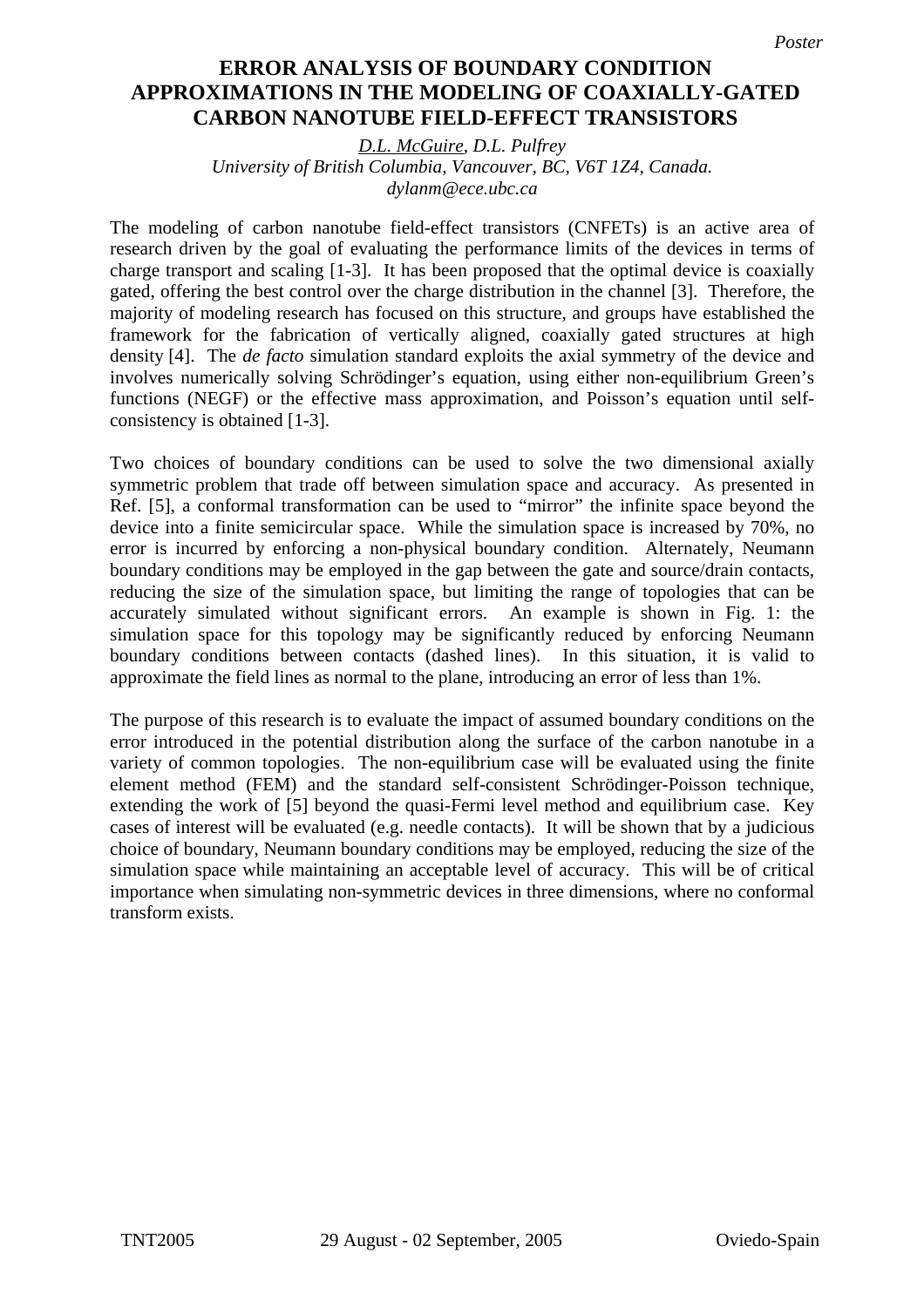*Poster*

# ERROR ANALYSIS OF BOUNDARY CONDITION APPROXIMATIONS IN THE MODELING OF COAXIALLY-GATED CARBON NANOTUBE FIELD-EFFECT TRANSISTORS

*D.L. McGuire, D.L. Pulfrey*
*University of British Columbia, Vancouver, BC, V6T 1Z4, Canada.*
*dylanm@ece.ubc.ca*

The modeling of carbon nanotube field-effect transistors (CNFETs) is an active area of research driven by the goal of evaluating the performance limits of the devices in terms of charge transport and scaling [1-3]. It has been proposed that the optimal device is coaxially gated, offering the best control over the charge distribution in the channel [3]. Therefore, the majority of modeling research has focused on this structure, and groups have established the framework for the fabrication of vertically aligned, coaxially gated structures at high density [4]. The *de facto* simulation standard exploits the axial symmetry of the device and involves numerically solving Schrödinger's equation, using either non-equilibrium Green's functions (NEGF) or the effective mass approximation, and Poisson's equation until self-consistency is obtained [1-3].

Two choices of boundary conditions can be used to solve the two dimensional axially symmetric problem that trade off between simulation space and accuracy. As presented in Ref. [5], a conformal transformation can be used to "mirror" the infinite space beyond the device into a finite semicircular space. While the simulation space is increased by 70%, no error is incurred by enforcing a non-physical boundary condition. Alternately, Neumann boundary conditions may be employed in the gap between the gate and source/drain contacts, reducing the size of the simulation space, but limiting the range of topologies that can be accurately simulated without significant errors. An example is shown in Fig. 1: the simulation space for this topology may be significantly reduced by enforcing Neumann boundary conditions between contacts (dashed lines). In this situation, it is valid to approximate the field lines as normal to the plane, introducing an error of less than 1%.

The purpose of this research is to evaluate the impact of assumed boundary conditions on the error introduced in the potential distribution along the surface of the carbon nanotube in a variety of common topologies. The non-equilibrium case will be evaluated using the finite element method (FEM) and the standard self-consistent Schrödinger-Poisson technique, extending the work of [5] beyond the quasi-Fermi level method and equilibrium case. Key cases of interest will be evaluated (e.g. needle contacts). It will be shown that by a judicious choice of boundary, Neumann boundary conditions may be employed, reducing the size of the simulation space while maintaining an acceptable level of accuracy. This will be of critical importance when simulating non-symmetric devices in three dimensions, where no conformal transform exists.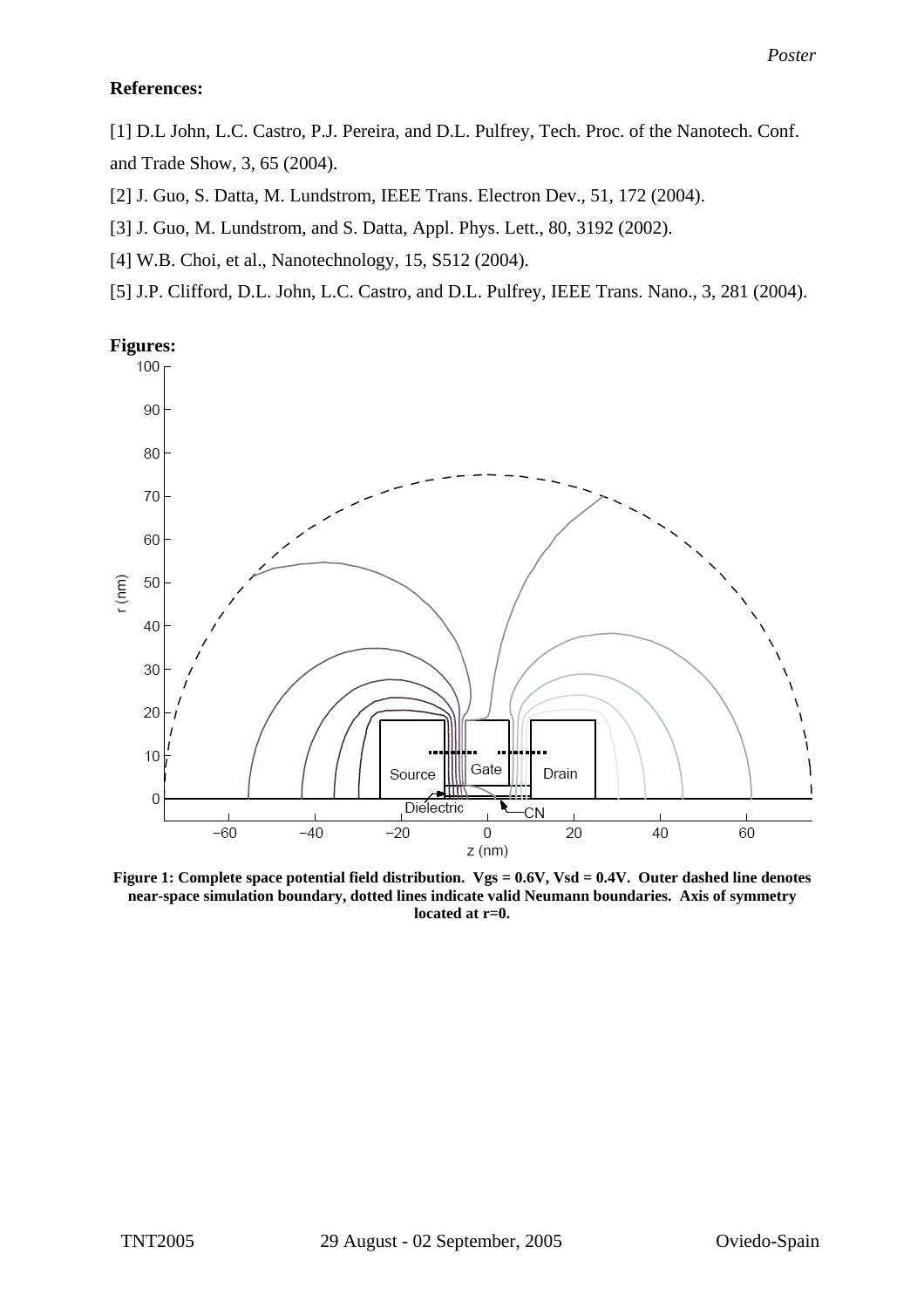**References:**

[1] D.L John, L.C. Castro, P.J. Pereira, and D.L. Pulfrey, Tech. Proc. of the Nanotech. Conf. and Trade Show, 3, 65 (2004).

[2] J. Guo, S. Datta, M. Lundstrom, IEEE Trans. Electron Dev., 51, 172 (2004).

[3] J. Guo, M. Lundstrom, and S. Datta, Appl. Phys. Lett., 80, 3192 (2002).

[4] W.B. Choi, et al., Nanotechnology, 15, S512 (2004).

[5] J.P. Clifford, D.L. John, L.C. Castro, and D.L. Pulfrey, IEEE Trans. Nano., 3, 281 (2004).

**Figures:**

r (nm)

100
90
80
70
60
50
40
30
20
10
0

Source
Gate
Drain
Dielectric
CN

−60 −40 −20 0 20 40 60

z (nm)

**Figure 1: Complete space potential field distribution. Vgs = 0.6V, Vsd = 0.4V. Outer dashed line denotes near-space simulation boundary, dotted lines indicate valid Neumann boundaries. Axis of symmetry located at r=0.**